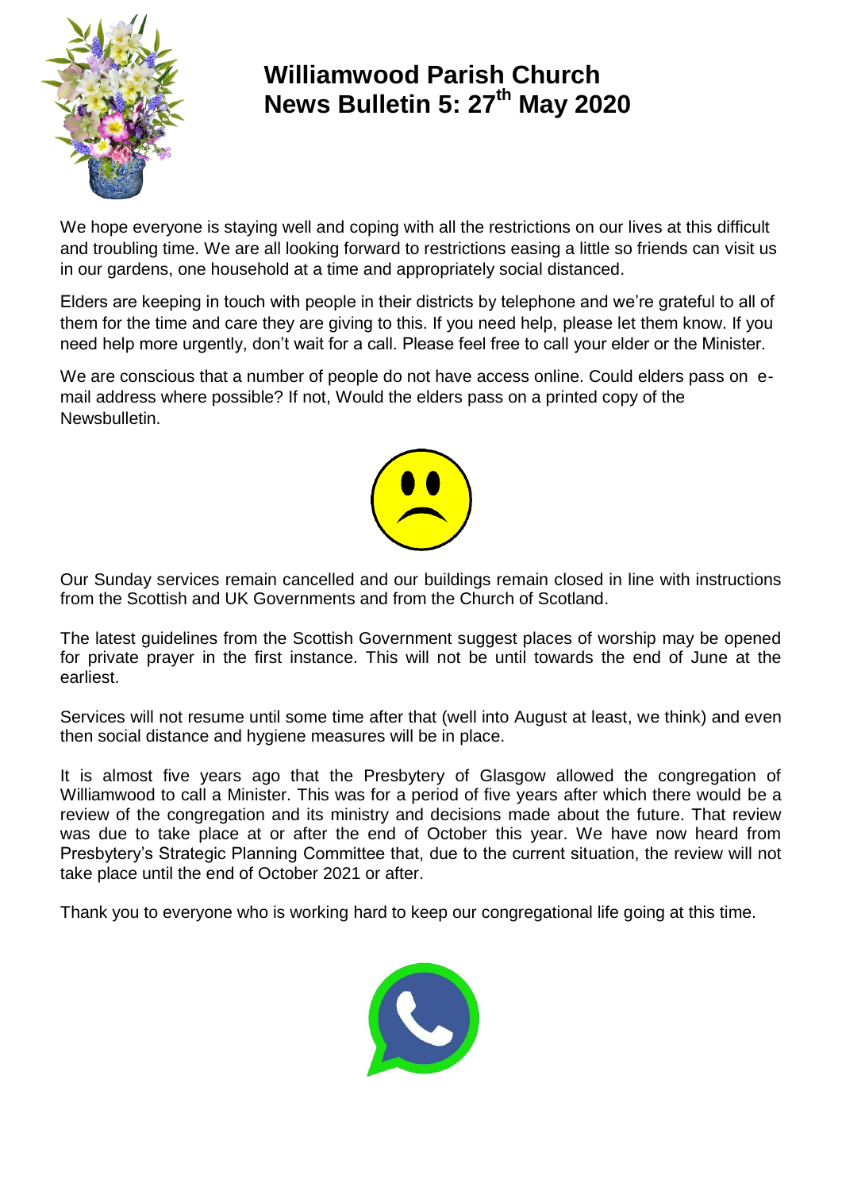# Williamwood Parish Church
# News Bulletin 5: 27th May 2020

We hope everyone is staying well and coping with all the restrictions on our lives at this difficult and troubling time. We are all looking forward to restrictions easing a little so friends can visit us in our gardens, one household at a time and appropriately social distanced.

Elders are keeping in touch with people in their districts by telephone and we're grateful to all of them for the time and care they are giving to this. If you need help, please let them know. If you need help more urgently, don't wait for a call. Please feel free to call your elder or the Minister.

We are conscious that a number of people do not have access online. Could elders pass on e-mail address where possible? If not, Would the elders pass on a printed copy of the Newsbulletin.

Our Sunday services remain cancelled and our buildings remain closed in line with instructions from the Scottish and UK Governments and from the Church of Scotland.

The latest guidelines from the Scottish Government suggest places of worship may be opened for private prayer in the first instance. This will not be until towards the end of June at the earliest.

Services will not resume until some time after that (well into August at least, we think) and even then social distance and hygiene measures will be in place.

It is almost five years ago that the Presbytery of Glasgow allowed the congregation of Williamwood to call a Minister. This was for a period of five years after which there would be a review of the congregation and its ministry and decisions made about the future. That review was due to take place at or after the end of October this year. We have now heard from Presbytery's Strategic Planning Committee that, due to the current situation, the review will not take place until the end of October 2021 or after.

Thank you to everyone who is working hard to keep our congregational life going at this time.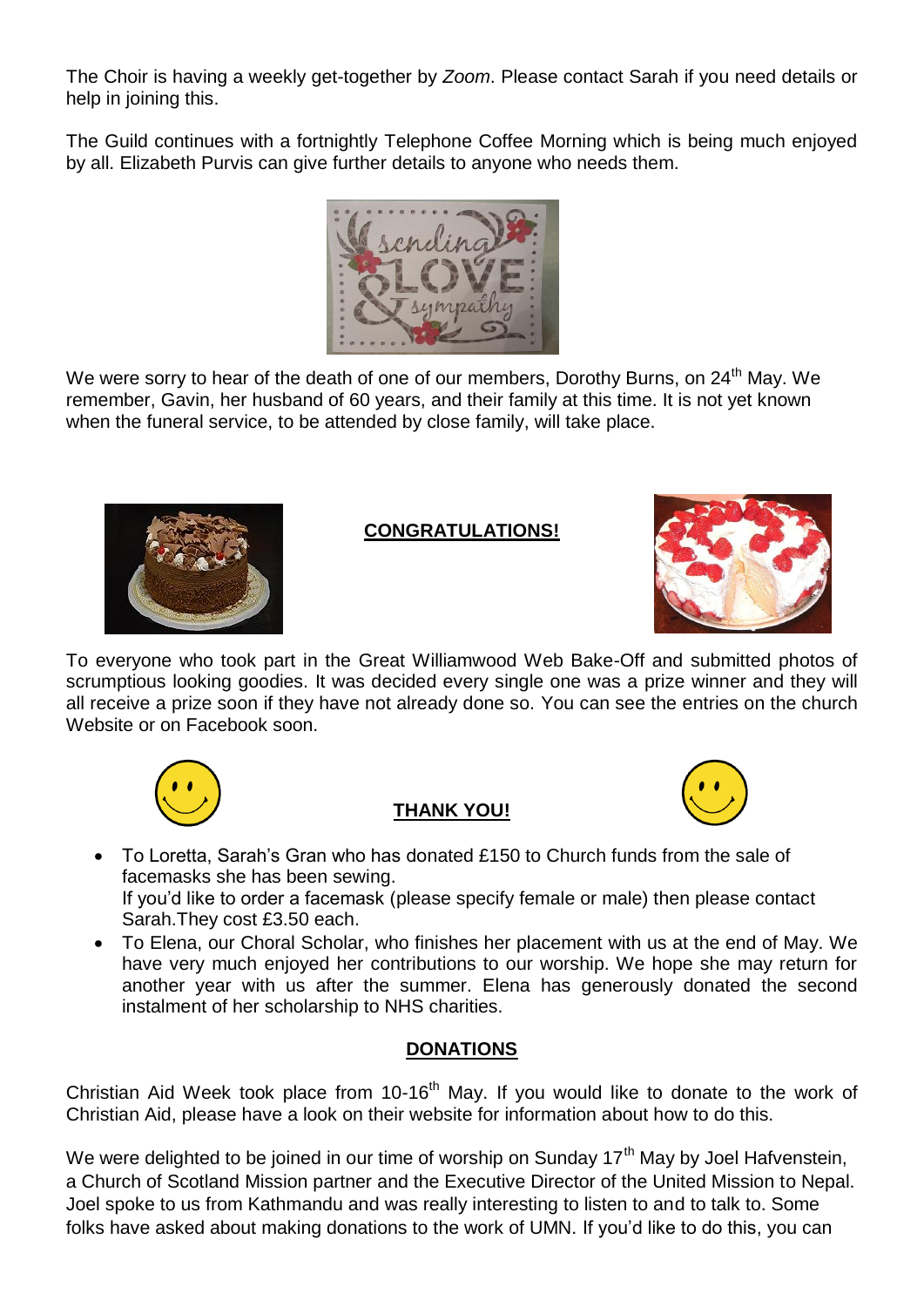The Choir is having a weekly get-together by *Zoom*. Please contact Sarah if you need details or help in joining this.

The Guild continues with a fortnightly Telephone Coffee Morning which is being much enjoyed by all. Elizabeth Purvis can give further details to anyone who needs them.

We were sorry to hear of the death of one of our members, Dorothy Burns, on 24th May. We remember, Gavin, her husband of 60 years, and their family at this time. It is not yet known when the funeral service, to be attended by close family, will take place.

**CONGRATULATIONS!**

To everyone who took part in the Great Williamwood Web Bake-Off and submitted photos of scrumptious looking goodies. It was decided every single one was a prize winner and they will all receive a prize soon if they have not already done so. You can see the entries on the church Website or on Facebook soon.

**THANK YOU!**

- To Loretta, Sarah's Gran who has donated £150 to Church funds from the sale of facemasks she has been sewing.
  If you'd like to order a facemask (please specify female or male) then please contact Sarah.They cost £3.50 each.
- To Elena, our Choral Scholar, who finishes her placement with us at the end of May. We have very much enjoyed her contributions to our worship. We hope she may return for another year with us after the summer. Elena has generously donated the second instalment of her scholarship to NHS charities.

**DONATIONS**

Christian Aid Week took place from 10-16th May. If you would like to donate to the work of Christian Aid, please have a look on their website for information about how to do this.

We were delighted to be joined in our time of worship on Sunday 17th May by Joel Hafvenstein, a Church of Scotland Mission partner and the Executive Director of the United Mission to Nepal. Joel spoke to us from Kathmandu and was really interesting to listen to and to talk to. Some folks have asked about making donations to the work of UMN. If you'd like to do this, you can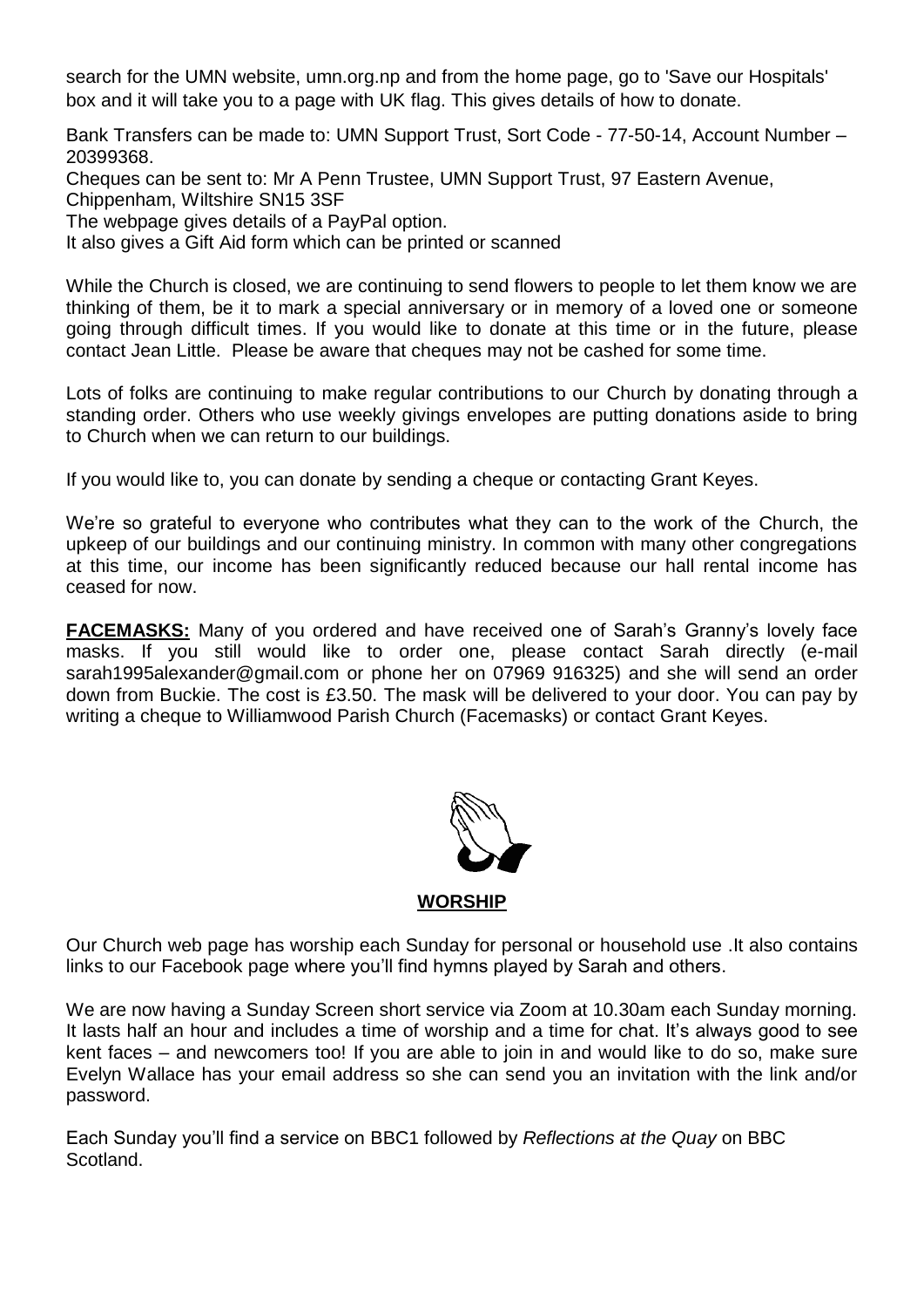search for the UMN website, umn.org.np and from the home page, go to 'Save our Hospitals' box and it will take you to a page with UK flag. This gives details of how to donate.

Bank Transfers can be made to: UMN Support Trust, Sort Code - 77-50-14, Account Number – 20399368.

Cheques can be sent to: Mr A Penn Trustee, UMN Support Trust, 97 Eastern Avenue, Chippenham, Wiltshire SN15 3SF

The webpage gives details of a PayPal option.

It also gives a Gift Aid form which can be printed or scanned

While the Church is closed, we are continuing to send flowers to people to let them know we are thinking of them, be it to mark a special anniversary or in memory of a loved one or someone going through difficult times. If you would like to donate at this time or in the future, please contact Jean Little. Please be aware that cheques may not be cashed for some time.

Lots of folks are continuing to make regular contributions to our Church by donating through a standing order. Others who use weekly givings envelopes are putting donations aside to bring to Church when we can return to our buildings.

If you would like to, you can donate by sending a cheque or contacting Grant Keyes.

We're so grateful to everyone who contributes what they can to the work of the Church, the upkeep of our buildings and our continuing ministry. In common with many other congregations at this time, our income has been significantly reduced because our hall rental income has ceased for now.

**FACEMASKS:** Many of you ordered and have received one of Sarah's Granny's lovely face masks. If you still would like to order one, please contact Sarah directly (e-mail sarah1995alexander@gmail.com or phone her on 07969 916325) and she will send an order down from Buckie. The cost is £3.50. The mask will be delivered to your door. You can pay by writing a cheque to Williamwood Parish Church (Facemasks) or contact Grant Keyes.

## WORSHIP

Our Church web page has worship each Sunday for personal or household use .It also contains links to our Facebook page where you'll find hymns played by Sarah and others.

We are now having a Sunday Screen short service via Zoom at 10.30am each Sunday morning. It lasts half an hour and includes a time of worship and a time for chat. It's always good to see kent faces – and newcomers too! If you are able to join in and would like to do so, make sure Evelyn Wallace has your email address so she can send you an invitation with the link and/or password.

Each Sunday you'll find a service on BBC1 followed by *Reflections at the Quay* on BBC Scotland.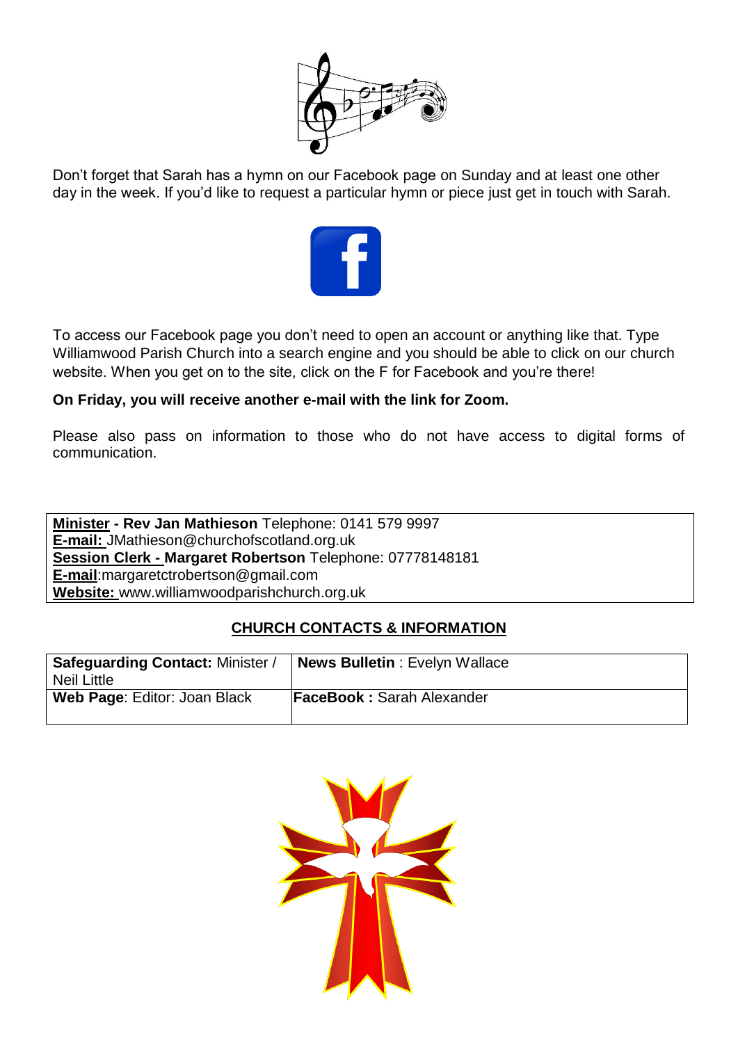Don't forget that Sarah has a hymn on our Facebook page on Sunday and at least one other day in the week. If you'd like to request a particular hymn or piece just get in touch with Sarah.

To access our Facebook page you don't need to open an account or anything like that. Type Williamwood Parish Church into a search engine and you should be able to click on our church website. When you get on to the site, click on the F for Facebook and you're there!

**On Friday, you will receive another e-mail with the link for Zoom.**

Please also pass on information to those who do not have access to digital forms of communication.

**Minister - Rev Jan Mathieson** Telephone: 0141 579 9997
**E-mail:** JMathieson@churchofscotland.org.uk
**Session Clerk - Margaret Robertson** Telephone: 07778148181
**E-mail**:margaretctrobertson@gmail.com
**Website:** www.williamwoodparishchurch.org.uk

## CHURCH CONTACTS & INFORMATION

| | |
|---|---|
| **Safeguarding Contact:** Minister / Neil Little | **News Bulletin** : Evelyn Wallace |
| **Web Page**: Editor: Joan Black | **FaceBook :** Sarah Alexander |